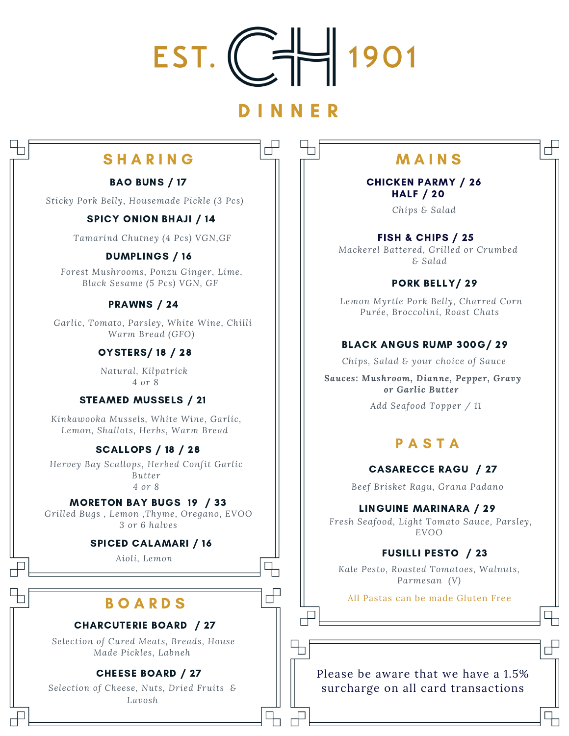# EST. CH 1901

## DINNER

## SHARING

**BAO BUNS / 17**

*Sticky Pork Belly, Housemade Pickle (3 Pcs)*

**SPICY ONION BHAJI / 14**

*Tamarind Chutney (4 Pcs) VGN,GF*

**DUMPLINGS / 16**

*Forest Mushrooms, Ponzu Ginger, Lime, Black Sesame (5 Pcs) VGN, GF*

**PRAWNS / 24**

*Garlic, Tomato, Parsley, White Wine, Chilli Warm Bread (GFO)*

**OYSTERS/ 18 / 28**

*Natural, Kilpatrick*
*4 or 8*

**STEAMED MUSSELS / 21**

*Kinkawooka Mussels, White Wine, Garlic, Lemon, Shallots, Herbs, Warm Bread*

**SCALLOPS / 18 / 28**

*Hervey Bay Scallops, Herbed Confit Garlic Butter*
*4 or 8*

**MORETON BAY BUGS 19 / 33**

*Grilled Bugs , Lemon ,Thyme, Oregano, EVOO*
*3 or 6 halves*

**SPICED CALAMARI / 16**

*Aioli, Lemon*

## BOARDS

**CHARCUTERIE BOARD / 27**

*Selection of Cured Meats, Breads, House Made Pickles, Labneh*

**CHEESE BOARD / 27**

*Selection of Cheese, Nuts, Dried Fruits & Lavosh*

## MAINS

**CHICKEN PARMY / 26**
**HALF / 20**

*Chips & Salad*

**FISH & CHIPS / 25**

*Mackerel Battered, Grilled or Crumbed & Salad*

**PORK BELLY/ 29**

*Lemon Myrtle Pork Belly, Charred Corn Purée, Broccolini, Roast Chats*

**BLACK ANGUS RUMP 300G/ 29**

*Chips, Salad & your choice of Sauce*

***Sauces: Mushroom, Dianne, Pepper, Gravy or Garlic Butter***

*Add Seafood Topper / 11*

## PASTA

**CASARECCE RAGU / 27**

*Beef Brisket Ragu, Grana Padano*

**LINGUINE MARINARA / 29**

*Fresh Seafood, Light Tomato Sauce, Parsley, EVOO*

**FUSILLI PESTO / 23**

*Kale Pesto, Roasted Tomatoes, Walnuts, Parmesan (V)*

All Pastas can be made Gluten Free

Please be aware that we have a 1.5% surcharge on all card transactions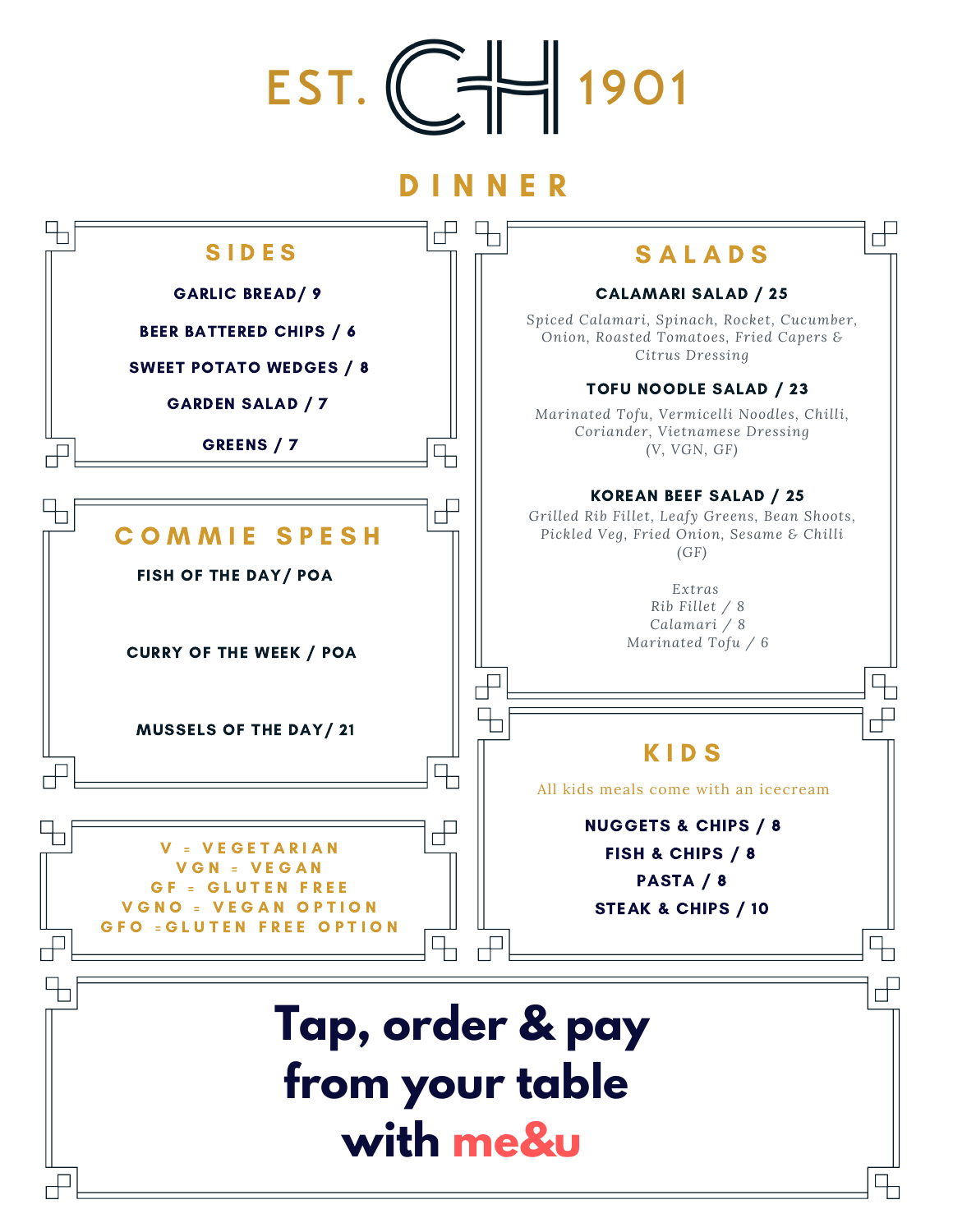EST. CH 1901

# DINNER

## SIDES

**GARLIC BREAD/ 9**

**BEER BATTERED CHIPS / 6**

**SWEET POTATO WEDGES / 8**

**GARDEN SALAD / 7**

**GREENS / 7**

## COMMIE SPESH

**FISH OF THE DAY/ POA**

**CURRY OF THE WEEK / POA**

**MUSSELS OF THE DAY/ 21**

V = VEGETARIAN
VGN = VEGAN
GF = GLUTEN FREE
VGNO = VEGAN OPTION
GFO =GLUTEN FREE OPTION

## SALADS

**CALAMARI SALAD / 25**

*Spiced Calamari, Spinach, Rocket, Cucumber, Onion, Roasted Tomatoes, Fried Capers & Citrus Dressing*

**TOFU NOODLE SALAD / 23**

*Marinated Tofu, Vermicelli Noodles, Chilli, Coriander, Vietnamese Dressing (V, VGN, GF)*

**KOREAN BEEF SALAD / 25**

*Grilled Rib Fillet, Leafy Greens, Bean Shoots, Pickled Veg, Fried Onion, Sesame & Chilli (GF)*

*Extras*
*Rib Fillet / 8*
*Calamari / 8*
*Marinated Tofu / 6*

## KIDS

All kids meals come with an icecream

**NUGGETS & CHIPS / 8**

**FISH & CHIPS / 8**

**PASTA / 8**

**STEAK & CHIPS / 10**

**Tap, order & pay from your table with me&u**